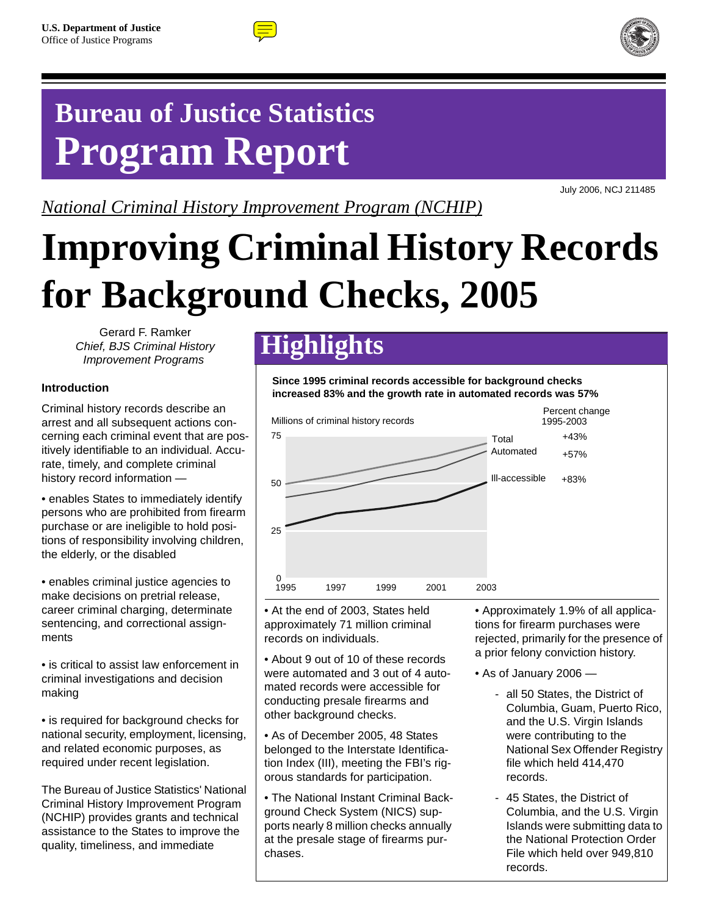U.S. Department of Justice
Office of Justice Programs

# Bureau of Justice Statistics
# Program Report

July 2006, NCJ 211485

*National Criminal History Improvement Program (NCHIP)*

# Improving Criminal History Records for Background Checks, 2005

Gerard F. Ramker
*Chief, BJS Criminal History Improvement Programs*

### Introduction

Criminal history records describe an arrest and all subsequent actions concerning each criminal event that are positively identifiable to an individual. Accurate, timely, and complete criminal history record information —

- enables States to immediately identify persons who are prohibited from firearm purchase or are ineligible to hold positions of responsibility involving children, the elderly, or the disabled

- enables criminal justice agencies to make decisions on pretrial release, career criminal charging, determinate sentencing, and correctional assignments

- is critical to assist law enforcement in criminal investigations and decision making

- is required for background checks for national security, employment, licensing, and related economic purposes, as required under recent legislation.

The Bureau of Justice Statistics' National Criminal History Improvement Program (NCHIP) provides grants and technical assistance to the States to improve the quality, timeliness, and immediate

## Highlights

**Since 1995 criminal records accessible for background checks increased 83% and the growth rate in automated records was 57%**

Millions of criminal history records

| | Percent change 1995-2003 |
|---|---|
| Total | +43% |
| Automated | +57% |
| III-accessible | +83% |

(Chart: y-axis 0, 25, 50, 75; x-axis 1995, 1997, 1999, 2001, 2003)

- At the end of 2003, States held approximately 71 million criminal records on individuals.

- About 9 out of 10 of these records were automated and 3 out of 4 automated records were accessible for conducting presale firearms and other background checks.

- As of December 2005, 48 States belonged to the Interstate Identification Index (III), meeting the FBI's rigorous standards for participation.

- The National Instant Criminal Background Check System (NICS) supports nearly 8 million checks annually at the presale stage of firearms purchases.

- Approximately 1.9% of all applications for firearm purchases were rejected, primarily for the presence of a prior felony conviction history.

- As of January 2006 —
  - all 50 States, the District of Columbia, Guam, Puerto Rico, and the U.S. Virgin Islands were contributing to the National Sex Offender Registry file which held 414,470 records.
  - 45 States, the District of Columbia, and the U.S. Virgin Islands were submitting data to the National Protection Order File which held over 949,810 records.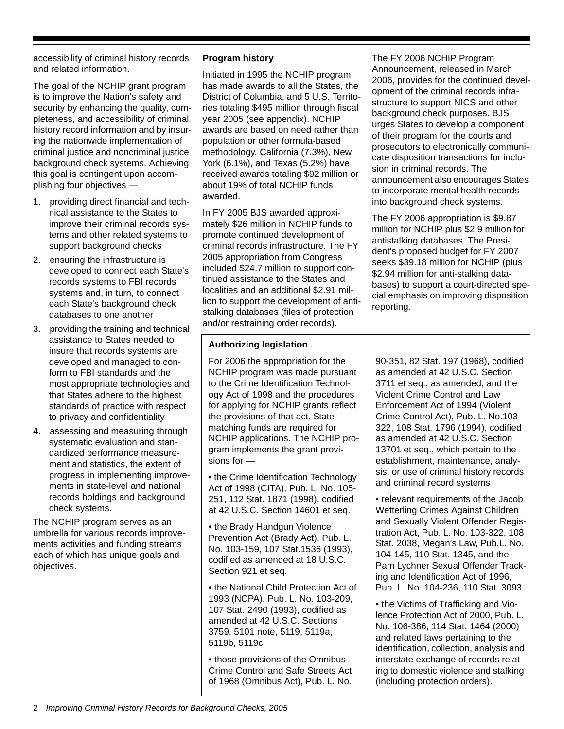accessibility of criminal history records and related information.

The goal of the NCHIP grant program is to improve the Nation's safety and security by enhancing the quality, completeness, and accessibility of criminal history record information and by insuring the nationwide implementation of criminal justice and noncriminal justice background check systems. Achieving this goal is contingent upon accomplishing four objectives —

1. providing direct financial and technical assistance to the States to improve their criminal records systems and other related systems to support background checks
2. ensuring the infrastructure is developed to connect each State's records systems to FBI records systems and, in turn, to connect each State's background check databases to one another
3. providing the training and technical assistance to States needed to insure that records systems are developed and managed to conform to FBI standards and the most appropriate technologies and that States adhere to the highest standards of practice with respect to privacy and confidentiality
4. assessing and measuring through systematic evaluation and standardized performance measurement and statistics, the extent of progress in implementing improvements in state-level and national records holdings and background check systems.

The NCHIP program serves as an umbrella for various records improvements activities and funding streams each of which has unique goals and objectives.

**Program history**

Initiated in 1995 the NCHIP program has made awards to all the States, the District of Columbia, and 5 U.S. Territories totaling $495 million through fiscal year 2005 (see appendix). NCHIP awards are based on need rather than population or other formula-based methodology. California (7.3%), New York (6.1%), and Texas (5.2%) have received awards totaling $92 million or about 19% of total NCHIP funds awarded.

In FY 2005 BJS awarded approximately $26 million in NCHIP funds to promote continued development of criminal records infrastructure. The FY 2005 appropriation from Congress included $24.7 million to support continued assistance to the States and localities and an additional $2.91 million to support the development of antistalking databases (files of protection and/or restraining order records).

The FY 2006 NCHIP Program Announcement, released in March 2006, provides for the continued development of the criminal records infrastructure to support NICS and other background check purposes. BJS urges States to develop a component of their program for the courts and prosecutors to electronically communicate disposition transactions for inclusion in criminal records. The announcement also encourages States to incorporate mental health records into background check systems.

The FY 2006 appropriation is $9.87 million for NCHIP plus $2.9 million for antistalking databases. The President's proposed budget for FY 2007 seeks $39.18 million for NCHIP (plus $2.94 million for anti-stalking databases) to support a court-directed special emphasis on improving disposition reporting.

**Authorizing legislation**

For 2006 the appropriation for the NCHIP program was made pursuant to the Crime Identification Technology Act of 1998 and the procedures for applying for NCHIP grants reflect the provisions of that act. State matching funds are required for NCHIP applications. The NCHIP program implements the grant provisions for —

- the Crime Identification Technology Act of 1998 (CITA), Pub. L. No. 105-251, 112 Stat. 1871 (1998), codified at 42 U.S.C. Section 14601 et seq.
- the Brady Handgun Violence Prevention Act (Brady Act), Pub. L. No. 103-159, 107 Stat.1536 (1993), codified as amended at 18 U.S.C. Section 921 et seq.
- the National Child Protection Act of 1993 (NCPA), Pub. L. No. 103-209, 107 Stat. 2490 (1993), codified as amended at 42 U.S.C. Sections 3759, 5101 note, 5119, 5119a, 5119b, 5119c
- those provisions of the Omnibus Crime Control and Safe Streets Act of 1968 (Omnibus Act), Pub. L. No. 90-351, 82 Stat. 197 (1968), codified as amended at 42 U.S.C. Section 3711 et seq., as amended; and the Violent Crime Control and Law Enforcement Act of 1994 (Violent Crime Control Act), Pub. L. No.103-322, 108 Stat. 1796 (1994), codified as amended at 42 U.S.C. Section 13701 et seq., which pertain to the establishment, maintenance, analysis, or use of criminal history records and criminal record systems
- relevant requirements of the Jacob Wetterling Crimes Against Children and Sexually Violent Offender Registration Act, Pub. L. No. 103-322, 108 Stat. 2038, Megan's Law, Pub.L. No. 104-145, 110 Stat. 1345, and the Pam Lychner Sexual Offender Tracking and Identification Act of 1996, Pub. L. No. 104-236, 110 Stat. 3093
- the Victims of Trafficking and Violence Protection Act of 2000, Pub. L. No. 106-386, 114 Stat. 1464 (2000) and related laws pertaining to the identification, collection, analysis and interstate exchange of records relating to domestic violence and stalking (including protection orders).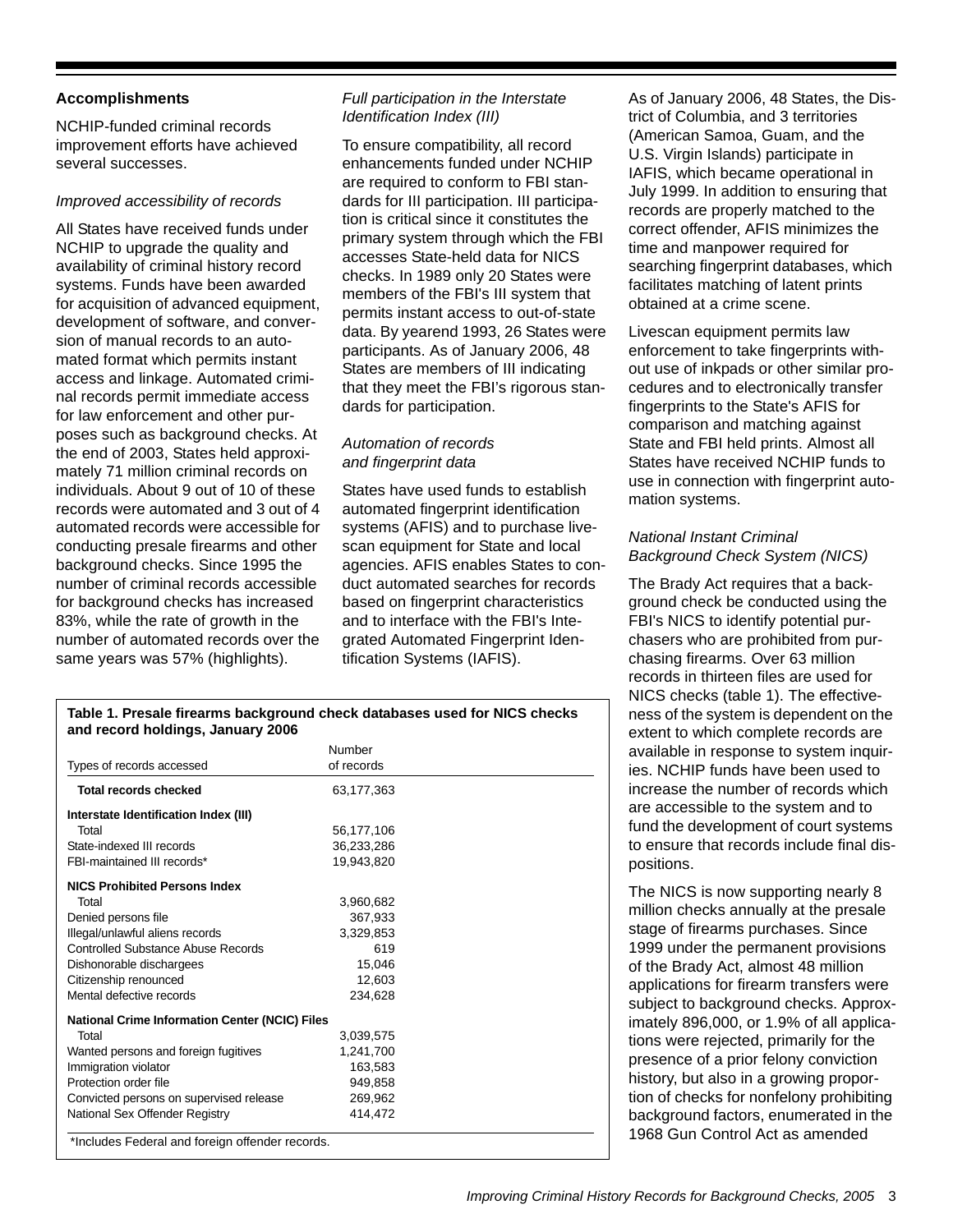## Accomplishments

NCHIP-funded criminal records improvement efforts have achieved several successes.

*Improved accessibility of records*

All States have received funds under NCHIP to upgrade the quality and availability of criminal history record systems. Funds have been awarded for acquisition of advanced equipment, development of software, and conversion of manual records to an automated format which permits instant access and linkage. Automated criminal records permit immediate access for law enforcement and other purposes such as background checks. At the end of 2003, States held approximately 71 million criminal records on individuals. About 9 out of 10 of these records were automated and 3 out of 4 automated records were accessible for conducting presale firearms and other background checks. Since 1995 the number of criminal records accessible for background checks has increased 83%, while the rate of growth in the number of automated records over the same years was 57% (highlights).

*Full participation in the Interstate Identification Index (III)*

To ensure compatibility, all record enhancements funded under NCHIP are required to conform to FBI standards for III participation. III participation is critical since it constitutes the primary system through which the FBI accesses State-held data for NICS checks. In 1989 only 20 States were members of the FBI's III system that permits instant access to out-of-state data. By yearend 1993, 26 States were participants. As of January 2006, 48 States are members of III indicating that they meet the FBI's rigorous standards for participation.

*Automation of records and fingerprint data*

States have used funds to establish automated fingerprint identification systems (AFIS) and to purchase livescan equipment for State and local agencies. AFIS enables States to conduct automated searches for records based on fingerprint characteristics and to interface with the FBI's Integrated Automated Fingerprint Identification Systems (IAFIS).

As of January 2006, 48 States, the District of Columbia, and 3 territories (American Samoa, Guam, and the U.S. Virgin Islands) participate in IAFIS, which became operational in July 1999. In addition to ensuring that records are properly matched to the correct offender, AFIS minimizes the time and manpower required for searching fingerprint databases, which facilitates matching of latent prints obtained at a crime scene.

Livescan equipment permits law enforcement to take fingerprints without use of inkpads or other similar procedures and to electronically transfer fingerprints to the State's AFIS for comparison and matching against State and FBI held prints. Almost all States have received NCHIP funds to use in connection with fingerprint automation systems.

*National Instant Criminal Background Check System (NICS)*

The Brady Act requires that a background check be conducted using the FBI's NICS to identify potential purchasers who are prohibited from purchasing firearms. Over 63 million records in thirteen files are used for NICS checks (table 1). The effectiveness of the system is dependent on the extent to which complete records are available in response to system inquiries. NCHIP funds have been used to increase the number of records which are accessible to the system and to fund the development of court systems to ensure that records include final dispositions.

The NICS is now supporting nearly 8 million checks annually at the presale stage of firearms purchases. Since 1999 under the permanent provisions of the Brady Act, almost 48 million applications for firearm transfers were subject to background checks. Approximately 896,000, or 1.9% of all applications were rejected, primarily for the presence of a prior felony conviction history, but also in a growing proportion of checks for nonfelony prohibiting background factors, enumerated in the 1968 Gun Control Act as amended

**Table 1. Presale firearms background check databases used for NICS checks and record holdings, January 2006**

| Types of records accessed | Number of records |
|---|---|
| **Total records checked** | 63,177,363 |
| **Interstate Identification Index (III)** | |
| Total | 56,177,106 |
| State-indexed III records | 36,233,286 |
| FBI-maintained III records* | 19,943,820 |
| **NICS Prohibited Persons Index** | |
| Total | 3,960,682 |
| Denied persons file | 367,933 |
| Illegal/unlawful aliens records | 3,329,853 |
| Controlled Substance Abuse Records | 619 |
| Dishonorable dischargees | 15,046 |
| Citizenship renounced | 12,603 |
| Mental defective records | 234,628 |
| **National Crime Information Center (NCIC) Files** | |
| Total | 3,039,575 |
| Wanted persons and foreign fugitives | 1,241,700 |
| Immigration violator | 163,583 |
| Protection order file | 949,858 |
| Convicted persons on supervised release | 269,962 |
| National Sex Offender Registry | 414,472 |

*Includes Federal and foreign offender records.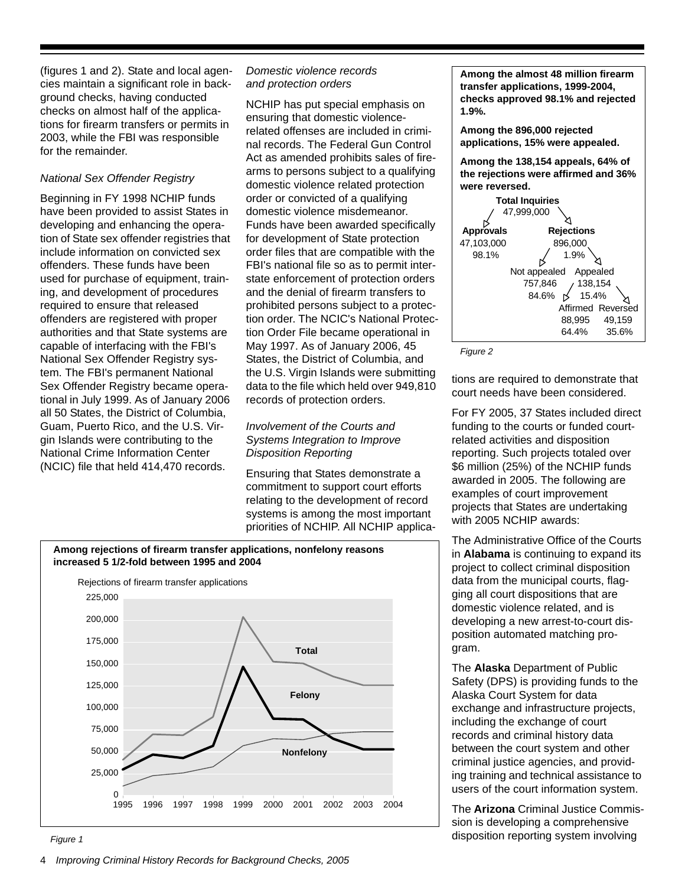(figures 1 and 2). State and local agencies maintain a significant role in background checks, having conducted checks on almost half of the applications for firearm transfers or permits in 2003, while the FBI was responsible for the remainder.

*National Sex Offender Registry*

Beginning in FY 1998 NCHIP funds have been provided to assist States in developing and enhancing the operation of State sex offender registries that include information on convicted sex offenders. These funds have been used for purchase of equipment, training, and development of procedures required to ensure that released offenders are registered with proper authorities and that State systems are capable of interfacing with the FBI's National Sex Offender Registry system. The FBI's permanent National Sex Offender Registry became operational in July 1999. As of January 2006 all 50 States, the District of Columbia, Guam, Puerto Rico, and the U.S. Virgin Islands were contributing to the National Crime Information Center (NCIC) file that held 414,470 records.

*Domestic violence records and protection orders*

NCHIP has put special emphasis on ensuring that domestic violence-related offenses are included in criminal records. The Federal Gun Control Act as amended prohibits sales of firearms to persons subject to a qualifying domestic violence related protection order or convicted of a qualifying domestic violence misdemeanor. Funds have been awarded specifically for development of State protection order files that are compatible with the FBI's national file so as to permit interstate enforcement of protection orders and the denial of firearm transfers to prohibited persons subject to a protection order. The NCIC's National Protection Order File became operational in May 1997. As of January 2006, 45 States, the District of Columbia, and the U.S. Virgin Islands were submitting data to the file which held over 949,810 records of protection orders.

*Involvement of the Courts and Systems Integration to Improve Disposition Reporting*

Ensuring that States demonstrate a commitment to support court efforts relating to the development of record systems is among the most important priorities of NCHIP. All NCHIP applications are required to demonstrate that court needs have been considered.

**Among the almost 48 million firearm transfer applications, 1999-2004, checks approved 98.1% and rejected 1.9%.**

**Among the 896,000 rejected applications, 15% were appealed.**

**Among the 138,154 appeals, 64% of the rejections were affirmed and 36% were reversed.**

| Category | Number | Percent |
|---|---|---|
| Total Inquiries | 47,999,000 | |
| Approvals | 47,103,000 | 98.1% |
| Rejections | 896,000 | 1.9% |
| Not appealed | 757,846 | 84.6% |
| Appealed | 138,154 | 15.4% |
| Affirmed | 88,995 | 64.4% |
| Reversed | 49,159 | 35.6% |

*Figure 2*

**Among rejections of firearm transfer applications, nonfelony reasons increased 5 1/2-fold between 1995 and 2004**

Rejections of firearm transfer applications (chart: Total, Felony, Nonfelony, 1995–2004)

*Figure 1*

For FY 2005, 37 States included direct funding to the courts or funded court-related activities and disposition reporting. Such projects totaled over \$6 million (25%) of the NCHIP funds awarded in 2005. The following are examples of court improvement projects that States are undertaking with 2005 NCHIP awards:

The Administrative Office of the Courts in **Alabama** is continuing to expand its project to collect criminal disposition data from the municipal courts, flagging all court dispositions that are domestic violence related, and is developing a new arrest-to-court disposition automated matching program.

The **Alaska** Department of Public Safety (DPS) is providing funds to the Alaska Court System for data exchange and infrastructure projects, including the exchange of court records and criminal history data between the court system and other criminal justice agencies, and providing training and technical assistance to users of the court information system.

The **Arizona** Criminal Justice Commission is developing a comprehensive disposition reporting system involving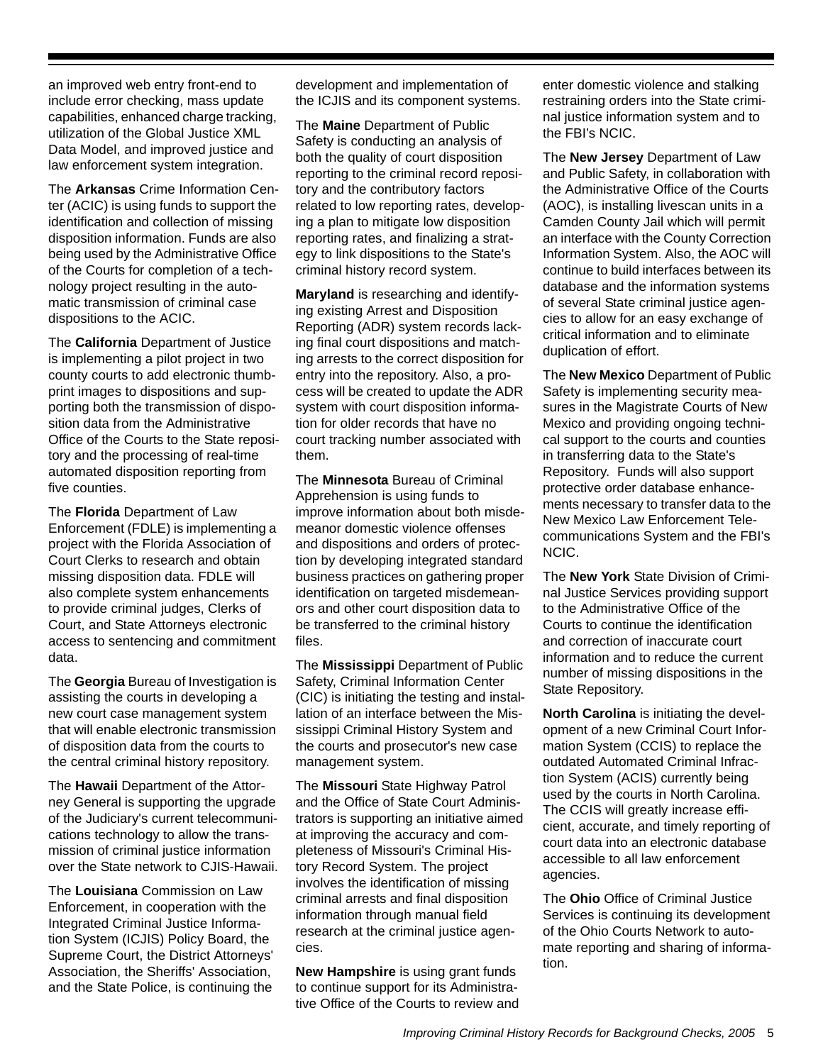an improved web entry front-end to include error checking, mass update capabilities, enhanced charge tracking, utilization of the Global Justice XML Data Model, and improved justice and law enforcement system integration.

The **Arkansas** Crime Information Center (ACIC) is using funds to support the identification and collection of missing disposition information. Funds are also being used by the Administrative Office of the Courts for completion of a technology project resulting in the automatic transmission of criminal case dispositions to the ACIC.

The **California** Department of Justice is implementing a pilot project in two county courts to add electronic thumbprint images to dispositions and supporting both the transmission of disposition data from the Administrative Office of the Courts to the State repository and the processing of real-time automated disposition reporting from five counties.

The **Florida** Department of Law Enforcement (FDLE) is implementing a project with the Florida Association of Court Clerks to research and obtain missing disposition data. FDLE will also complete system enhancements to provide criminal judges, Clerks of Court, and State Attorneys electronic access to sentencing and commitment data.

The **Georgia** Bureau of Investigation is assisting the courts in developing a new court case management system that will enable electronic transmission of disposition data from the courts to the central criminal history repository.

The **Hawaii** Department of the Attorney General is supporting the upgrade of the Judiciary's current telecommunications technology to allow the transmission of criminal justice information over the State network to CJIS-Hawaii.

The **Louisiana** Commission on Law Enforcement, in cooperation with the Integrated Criminal Justice Information System (ICJIS) Policy Board, the Supreme Court, the District Attorneys' Association, the Sheriffs' Association, and the State Police, is continuing the development and implementation of the ICJIS and its component systems.

The **Maine** Department of Public Safety is conducting an analysis of both the quality of court disposition reporting to the criminal record repository and the contributory factors related to low reporting rates, developing a plan to mitigate low disposition reporting rates, and finalizing a strategy to link dispositions to the State's criminal history record system.

**Maryland** is researching and identifying existing Arrest and Disposition Reporting (ADR) system records lacking final court dispositions and matching arrests to the correct disposition for entry into the repository. Also, a process will be created to update the ADR system with court disposition information for older records that have no court tracking number associated with them.

The **Minnesota** Bureau of Criminal Apprehension is using funds to improve information about both misdemeanor domestic violence offenses and dispositions and orders of protection by developing integrated standard business practices on gathering proper identification on targeted misdemeanors and other court disposition data to be transferred to the criminal history files.

The **Mississippi** Department of Public Safety, Criminal Information Center (CIC) is initiating the testing and installation of an interface between the Mississippi Criminal History System and the courts and prosecutor's new case management system.

The **Missouri** State Highway Patrol and the Office of State Court Administrators is supporting an initiative aimed at improving the accuracy and completeness of Missouri's Criminal History Record System. The project involves the identification of missing criminal arrests and final disposition information through manual field research at the criminal justice agencies.

**New Hampshire** is using grant funds to continue support for its Administrative Office of the Courts to review and enter domestic violence and stalking restraining orders into the State criminal justice information system and to the FBI's NCIC.

The **New Jersey** Department of Law and Public Safety, in collaboration with the Administrative Office of the Courts (AOC), is installing livescan units in a Camden County Jail which will permit an interface with the County Correction Information System. Also, the AOC will continue to build interfaces between its database and the information systems of several State criminal justice agencies to allow for an easy exchange of critical information and to eliminate duplication of effort.

The **New Mexico** Department of Public Safety is implementing security measures in the Magistrate Courts of New Mexico and providing ongoing technical support to the courts and counties in transferring data to the State's Repository. Funds will also support protective order database enhancements necessary to transfer data to the New Mexico Law Enforcement Telecommunications System and the FBI's NCIC.

The **New York** State Division of Criminal Justice Services providing support to the Administrative Office of the Courts to continue the identification and correction of inaccurate court information and to reduce the current number of missing dispositions in the State Repository.

**North Carolina** is initiating the development of a new Criminal Court Information System (CCIS) to replace the outdated Automated Criminal Infraction System (ACIS) currently being used by the courts in North Carolina. The CCIS will greatly increase efficient, accurate, and timely reporting of court data into an electronic database accessible to all law enforcement agencies.

The **Ohio** Office of Criminal Justice Services is continuing its development of the Ohio Courts Network to automate reporting and sharing of information.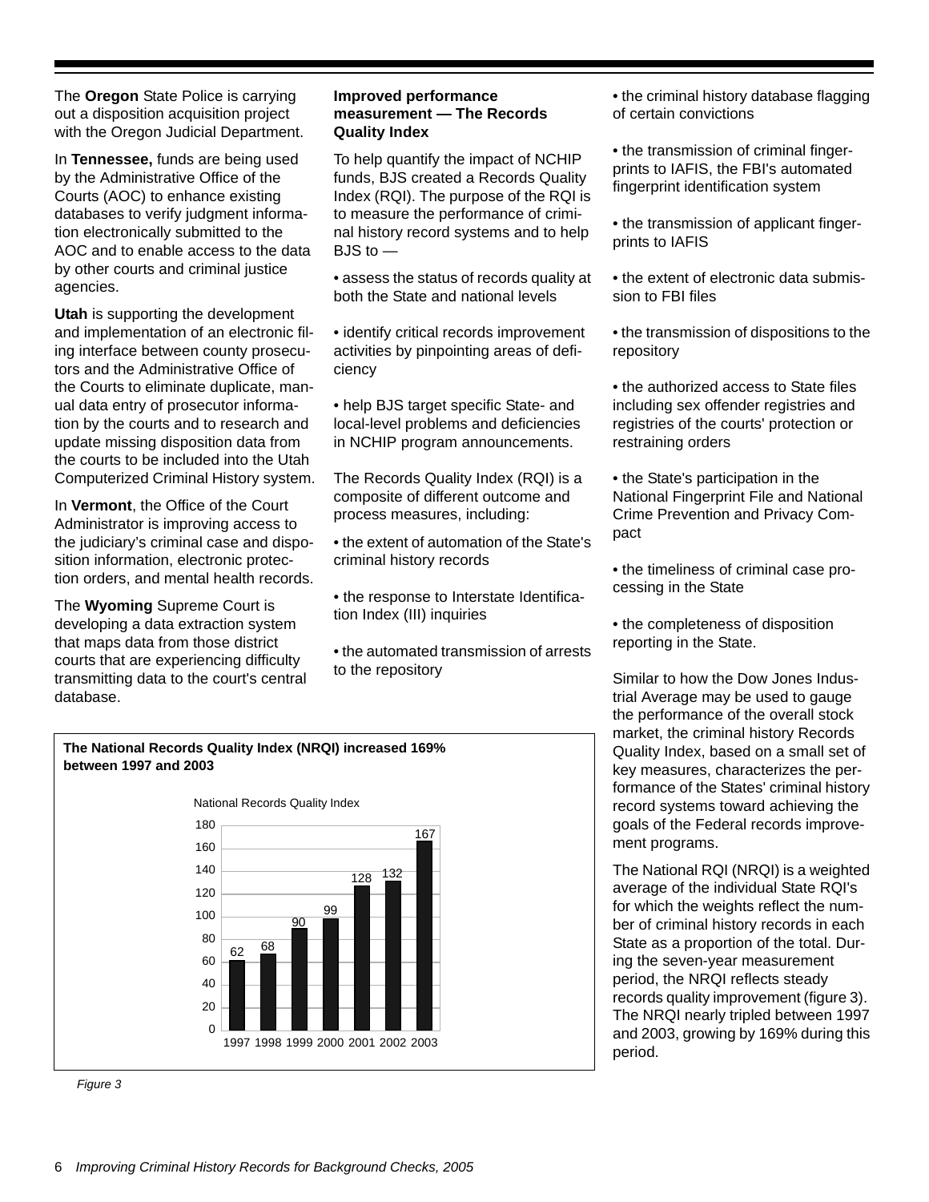The **Oregon** State Police is carrying out a disposition acquisition project with the Oregon Judicial Department.

In **Tennessee,** funds are being used by the Administrative Office of the Courts (AOC) to enhance existing databases to verify judgment information electronically submitted to the AOC and to enable access to the data by other courts and criminal justice agencies.

**Utah** is supporting the development and implementation of an electronic filing interface between county prosecutors and the Administrative Office of the Courts to eliminate duplicate, manual data entry of prosecutor information by the courts and to research and update missing disposition data from the courts to be included into the Utah Computerized Criminal History system.

In **Vermont**, the Office of the Court Administrator is improving access to the judiciary's criminal case and disposition information, electronic protection orders, and mental health records.

The **Wyoming** Supreme Court is developing a data extraction system that maps data from those district courts that are experiencing difficulty transmitting data to the court's central database.

### Improved performance measurement — The Records Quality Index

To help quantify the impact of NCHIP funds, BJS created a Records Quality Index (RQI). The purpose of the RQI is to measure the performance of criminal history record systems and to help BJS to —

- assess the status of records quality at both the State and national levels
- identify critical records improvement activities by pinpointing areas of deficiency
- help BJS target specific State- and local-level problems and deficiencies in NCHIP program announcements.

The Records Quality Index (RQI) is a composite of different outcome and process measures, including:

- the extent of automation of the State's criminal history records
- the response to Interstate Identification Index (III) inquiries
- the automated transmission of arrests to the repository
- the criminal history database flagging of certain convictions
- the transmission of criminal fingerprints to IAFIS, the FBI's automated fingerprint identification system
- the transmission of applicant fingerprints to IAFIS
- the extent of electronic data submission to FBI files
- the transmission of dispositions to the repository
- the authorized access to State files including sex offender registries and registries of the courts' protection or restraining orders
- the State's participation in the National Fingerprint File and National Crime Prevention and Privacy Compact
- the timeliness of criminal case processing in the State
- the completeness of disposition reporting in the State.

Similar to how the Dow Jones Industrial Average may be used to gauge the performance of the overall stock market, the criminal history Records Quality Index, based on a small set of key measures, characterizes the performance of the States' criminal history record systems toward achieving the goals of the Federal records improvement programs.

The National RQI (NRQI) is a weighted average of the individual State RQI's for which the weights reflect the number of criminal history records in each State as a proportion of the total. During the seven-year measurement period, the NRQI reflects steady records quality improvement (figure 3). The NRQI nearly tripled between 1997 and 2003, growing by 169% during this period.

**The National Records Quality Index (NRQI) increased 169% between 1997 and 2003**

National Records Quality Index

| Year | 1997 | 1998 | 1999 | 2000 | 2001 | 2002 | 2003 |
|---|---|---|---|---|---|---|---|
| NRQI | 62 | 68 | 90 | 99 | 128 | 132 | 167 |

*Figure 3*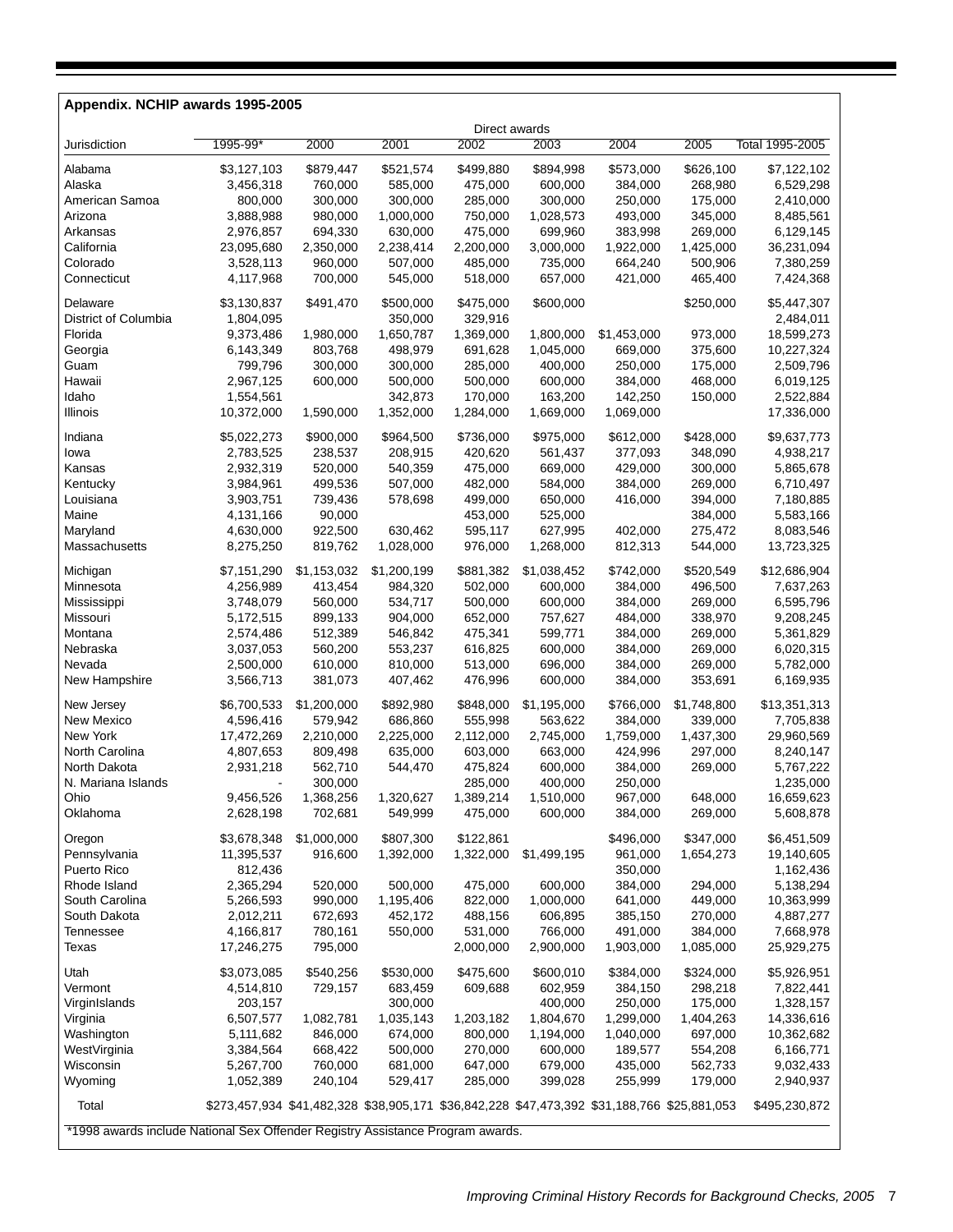**Appendix. NCHIP awards 1995-2005**

| | Direct awards | | | | | | | |
|---|---|---|---|---|---|---|---|---|
| Jurisdiction | 1995-99* | 2000 | 2001 | 2002 | 2003 | 2004 | 2005 | Total 1995-2005 |
| Alabama | $3,127,103 | $879,447 | $521,574 | $499,880 | $894,998 | $573,000 | $626,100 | $7,122,102 |
| Alaska | 3,456,318 | 760,000 | 585,000 | 475,000 | 600,000 | 384,000 | 268,980 | 6,529,298 |
| American Samoa | 800,000 | 300,000 | 300,000 | 285,000 | 300,000 | 250,000 | 175,000 | 2,410,000 |
| Arizona | 3,888,988 | 980,000 | 1,000,000 | 750,000 | 1,028,573 | 493,000 | 345,000 | 8,485,561 |
| Arkansas | 2,976,857 | 694,330 | 630,000 | 475,000 | 699,960 | 383,998 | 269,000 | 6,129,145 |
| California | 23,095,680 | 2,350,000 | 2,238,414 | 2,200,000 | 3,000,000 | 1,922,000 | 1,425,000 | 36,231,094 |
| Colorado | 3,528,113 | 960,000 | 507,000 | 485,000 | 735,000 | 664,240 | 500,906 | 7,380,259 |
| Connecticut | 4,117,968 | 700,000 | 545,000 | 518,000 | 657,000 | 421,000 | 465,400 | 7,424,368 |
| Delaware | $3,130,837 | $491,470 | $500,000 | $475,000 | $600,000 | | $250,000 | $5,447,307 |
| District of Columbia | 1,804,095 | | 350,000 | 329,916 | | | | 2,484,011 |
| Florida | 9,373,486 | 1,980,000 | 1,650,787 | 1,369,000 | 1,800,000 | $1,453,000 | 973,000 | 18,599,273 |
| Georgia | 6,143,349 | 803,768 | 498,979 | 691,628 | 1,045,000 | 669,000 | 375,600 | 10,227,324 |
| Guam | 799,796 | 300,000 | 300,000 | 285,000 | 400,000 | 250,000 | 175,000 | 2,509,796 |
| Hawaii | 2,967,125 | 600,000 | 500,000 | 500,000 | 600,000 | 384,000 | 468,000 | 6,019,125 |
| Idaho | 1,554,561 | | 342,873 | 170,000 | 163,200 | 142,250 | 150,000 | 2,522,884 |
| Illinois | 10,372,000 | 1,590,000 | 1,352,000 | 1,284,000 | 1,669,000 | 1,069,000 | | 17,336,000 |
| Indiana | $5,022,273 | $900,000 | $964,500 | $736,000 | $975,000 | $612,000 | $428,000 | $9,637,773 |
| Iowa | 2,783,525 | 238,537 | 208,915 | 420,620 | 561,437 | 377,093 | 348,090 | 4,938,217 |
| Kansas | 2,932,319 | 520,000 | 540,359 | 475,000 | 669,000 | 429,000 | 300,000 | 5,865,678 |
| Kentucky | 3,984,961 | 499,536 | 507,000 | 482,000 | 584,000 | 384,000 | 269,000 | 6,710,497 |
| Louisiana | 3,903,751 | 739,436 | 578,698 | 499,000 | 650,000 | 416,000 | 394,000 | 7,180,885 |
| Maine | 4,131,166 | 90,000 | | 453,000 | 525,000 | | 384,000 | 5,583,166 |
| Maryland | 4,630,000 | 922,500 | 630,462 | 595,117 | 627,995 | 402,000 | 275,472 | 8,083,546 |
| Massachusetts | 8,275,250 | 819,762 | 1,028,000 | 976,000 | 1,268,000 | 812,313 | 544,000 | 13,723,325 |
| Michigan | $7,151,290 | $1,153,032 | $1,200,199 | $881,382 | $1,038,452 | $742,000 | $520,549 | $12,686,904 |
| Minnesota | 4,256,989 | 413,454 | 984,320 | 502,000 | 600,000 | 384,000 | 496,500 | 7,637,263 |
| Mississippi | 3,748,079 | 560,000 | 534,717 | 500,000 | 600,000 | 384,000 | 269,000 | 6,595,796 |
| Missouri | 5,172,515 | 899,133 | 904,000 | 652,000 | 757,627 | 484,000 | 338,970 | 9,208,245 |
| Montana | 2,574,486 | 512,389 | 546,842 | 475,341 | 599,771 | 384,000 | 269,000 | 5,361,829 |
| Nebraska | 3,037,053 | 560,200 | 553,237 | 616,825 | 600,000 | 384,000 | 269,000 | 6,020,315 |
| Nevada | 2,500,000 | 610,000 | 810,000 | 513,000 | 696,000 | 384,000 | 269,000 | 5,782,000 |
| New Hampshire | 3,566,713 | 381,073 | 407,462 | 476,996 | 600,000 | 384,000 | 353,691 | 6,169,935 |
| New Jersey | $6,700,533 | $1,200,000 | $892,980 | $848,000 | $1,195,000 | $766,000 | $1,748,800 | $13,351,313 |
| New Mexico | 4,596,416 | 579,942 | 686,860 | 555,998 | 563,622 | 384,000 | 339,000 | 7,705,838 |
| New York | 17,472,269 | 2,210,000 | 2,225,000 | 2,112,000 | 2,745,000 | 1,759,000 | 1,437,300 | 29,960,569 |
| North Carolina | 4,807,653 | 809,498 | 635,000 | 603,000 | 663,000 | 424,996 | 297,000 | 8,240,147 |
| North Dakota | 2,931,218 | 562,710 | 544,470 | 475,824 | 600,000 | 384,000 | 269,000 | 5,767,222 |
| N. Mariana Islands | - | 300,000 | | 285,000 | 400,000 | 250,000 | | 1,235,000 |
| Ohio | 9,456,526 | 1,368,256 | 1,320,627 | 1,389,214 | 1,510,000 | 967,000 | 648,000 | 16,659,623 |
| Oklahoma | 2,628,198 | 702,681 | 549,999 | 475,000 | 600,000 | 384,000 | 269,000 | 5,608,878 |
| Oregon | $3,678,348 | $1,000,000 | $807,300 | $122,861 | | $496,000 | $347,000 | $6,451,509 |
| Pennsylvania | 11,395,537 | 916,600 | 1,392,000 | 1,322,000 | $1,499,195 | 961,000 | 1,654,273 | 19,140,605 |
| Puerto Rico | 812,436 | | | | | 350,000 | | 1,162,436 |
| Rhode Island | 2,365,294 | 520,000 | 500,000 | 475,000 | 600,000 | 384,000 | 294,000 | 5,138,294 |
| South Carolina | 5,266,593 | 990,000 | 1,195,406 | 822,000 | 1,000,000 | 641,000 | 449,000 | 10,363,999 |
| South Dakota | 2,012,211 | 672,693 | 452,172 | 488,156 | 606,895 | 385,150 | 270,000 | 4,887,277 |
| Tennessee | 4,166,817 | 780,161 | 550,000 | 531,000 | 766,000 | 491,000 | 384,000 | 7,668,978 |
| Texas | 17,246,275 | 795,000 | | 2,000,000 | 2,900,000 | 1,903,000 | 1,085,000 | 25,929,275 |
| Utah | $3,073,085 | $540,256 | $530,000 | $475,600 | $600,010 | $384,000 | $324,000 | $5,926,951 |
| Vermont | 4,514,810 | 729,157 | 683,459 | 609,688 | 602,959 | 384,150 | 298,218 | 7,822,441 |
| VirginIslands | 203,157 | | 300,000 | | 400,000 | 250,000 | 175,000 | 1,328,157 |
| Virginia | 6,507,577 | 1,082,781 | 1,035,143 | 1,203,182 | 1,804,670 | 1,299,000 | 1,404,263 | 14,336,616 |
| Washington | 5,111,682 | 846,000 | 674,000 | 800,000 | 1,194,000 | 1,040,000 | 697,000 | 10,362,682 |
| WestVirginia | 3,384,564 | 668,422 | 500,000 | 270,000 | 600,000 | 189,577 | 554,208 | 6,166,771 |
| Wisconsin | 5,267,700 | 760,000 | 681,000 | 647,000 | 679,000 | 435,000 | 562,733 | 9,032,433 |
| Wyoming | 1,052,389 | 240,104 | 529,417 | 285,000 | 399,028 | 255,999 | 179,000 | 2,940,937 |
| Total | $273,457,934 | $41,482,328 | $38,905,171 | $36,842,228 | $47,473,392 | $31,188,766 | $25,881,053 | $495,230,872 |

*1998 awards include National Sex Offender Registry Assistance Program awards.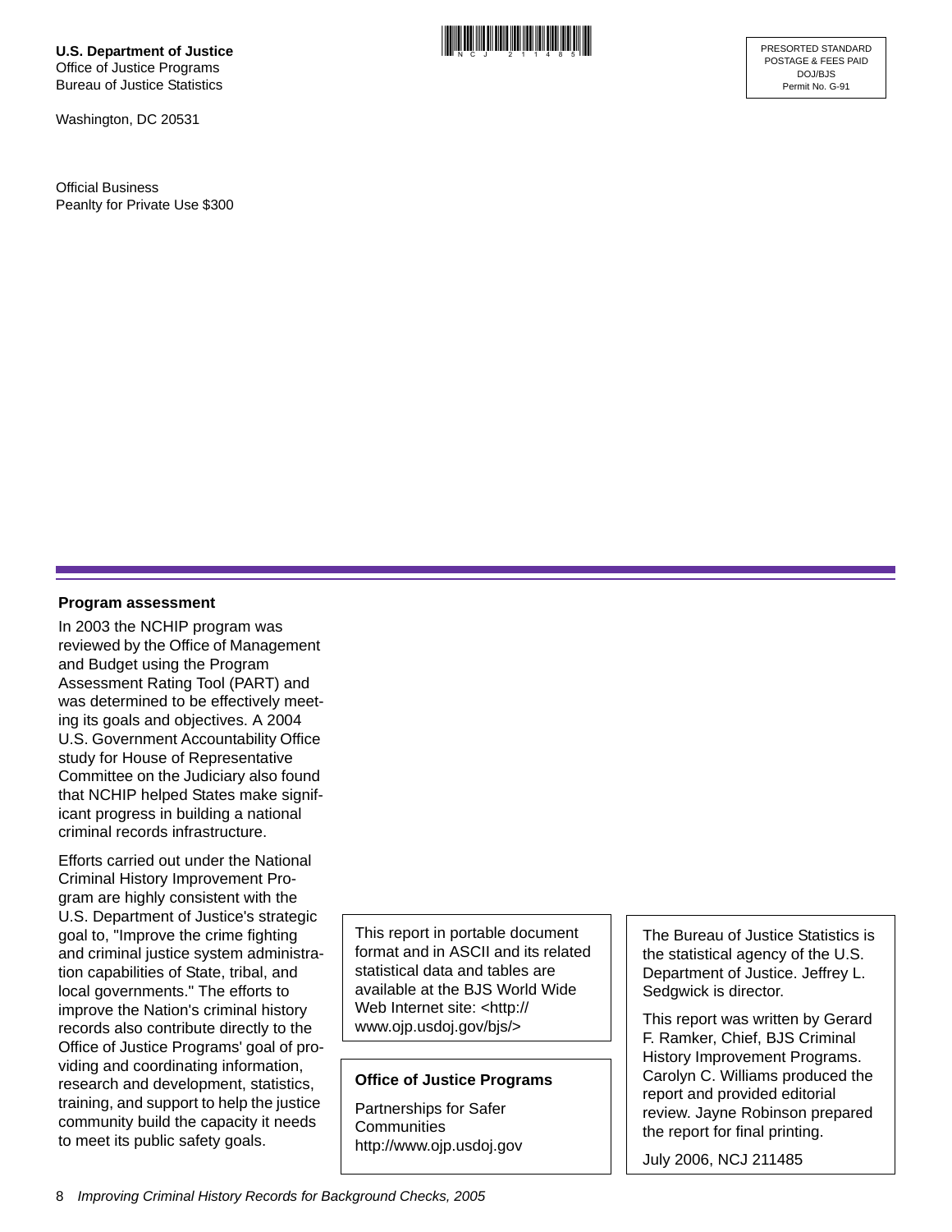**U.S. Department of Justice**
Office of Justice Programs
Bureau of Justice Statistics

Washington, DC 20531

Official Business
Peanlty for Private Use $300

PRESORTED STANDARD
POSTAGE & FEES PAID
DOJ/BJS
Permit No. G-91

### Program assessment

In 2003 the NCHIP program was reviewed by the Office of Management and Budget using the Program Assessment Rating Tool (PART) and was determined to be effectively meeting its goals and objectives. A 2004 U.S. Government Accountability Office study for House of Representative Committee on the Judiciary also found that NCHIP helped States make significant progress in building a national criminal records infrastructure.

Efforts carried out under the National Criminal History Improvement Program are highly consistent with the U.S. Department of Justice's strategic goal to, "Improve the crime fighting and criminal justice system administration capabilities of State, tribal, and local governments." The efforts to improve the Nation's criminal history records also contribute directly to the Office of Justice Programs' goal of providing and coordinating information, research and development, statistics, training, and support to help the justice community build the capacity it needs to meet its public safety goals.

This report in portable document format and in ASCII and its related statistical data and tables are available at the BJS World Wide Web Internet site: <http://www.ojp.usdoj.gov/bjs/>

**Office of Justice Programs**

Partnerships for Safer Communities
http://www.ojp.usdoj.gov

The Bureau of Justice Statistics is the statistical agency of the U.S. Department of Justice. Jeffrey L. Sedgwick is director.

This report was written by Gerard F. Ramker, Chief, BJS Criminal History Improvement Programs. Carolyn C. Williams produced the report and provided editorial review. Jayne Robinson prepared the report for final printing.

July 2006, NCJ 211485